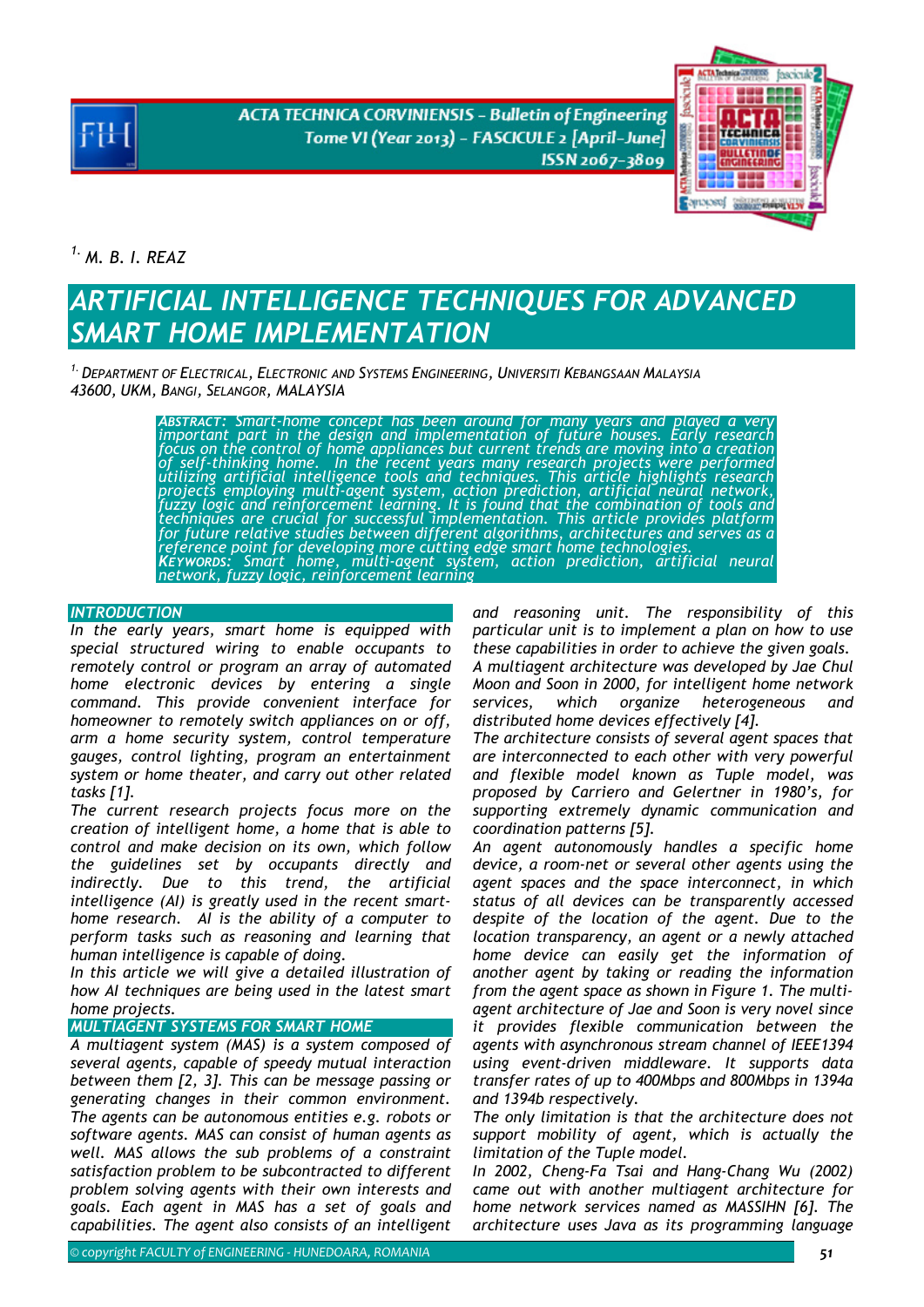[1.] M. B. I. REAZ

# ARTIFICIAL INTELLIGENCE TECHNIQUES FOR ADVANCED SMART HOME IMPLEMENTATION

[1.] DEPARTMENT OF ELECTRICAL, ELECTRONIC AND SYSTEMS ENGINEERING, UNIVERSITI KEBANGSAAN MALAYSIA 43600, UKM, BANGI, SELANGOR, MALAYSIA

**ABSTRACT:** Smart-home concept has been around for many years and played a very important part in the design and implementation of future houses. Early research focus on the control of home appliances but current trends are moving into a creation of self-thinking home. In the recent years many research projects were performed utilizing artificial intelligence tools and techniques. This article highlights research projects employing multi-agent system, action prediction, artificial neural network, fuzzy logic and reinforcement learning. It is found that the combination of tools and techniques are crucial for successful implementation. This article provides platform for future relative studies between different algorithms, architectures and serves as a reference point for developing more cutting edge smart home technologies.

**KEYWORDS:** Smart home, multi-agent system, action prediction, artificial neural network, fuzzy logic, reinforcement learning

## INTRODUCTION

In the early years, smart home is equipped with special structured wiring to enable occupants to remotely control or program an array of automated home electronic devices by entering a single command. This provide convenient interface for homeowner to remotely switch appliances on or off, arm a home security system, control temperature gauges, control lighting, program an entertainment system or home theater, and carry out other related tasks [1].

The current research projects focus more on the creation of intelligent home, a home that is able to control and make decision on its own, which follow the guidelines set by occupants directly and indirectly. Due to this trend, the artificial intelligence (AI) is greatly used in the recent smart-home research. AI is the ability of a computer to perform tasks such as reasoning and learning that human intelligence is capable of doing.

In this article we will give a detailed illustration of how AI techniques are being used in the latest smart home projects.

## MULTIAGENT SYSTEMS FOR SMART HOME

A multiagent system (MAS) is a system composed of several agents, capable of speedy mutual interaction between them [2, 3]. This can be message passing or generating changes in their common environment. The agents can be autonomous entities e.g. robots or software agents. MAS can consist of human agents as well. MAS allows the sub problems of a constraint satisfaction problem to be subcontracted to different problem solving agents with their own interests and goals. Each agent in MAS has a set of goals and capabilities. The agent also consists of an intelligent and reasoning unit. The responsibility of this particular unit is to implement a plan on how to use these capabilities in order to achieve the given goals.

A multiagent architecture was developed by Jae Chul Moon and Soon in 2000, for intelligent home network services, which organize heterogeneous and distributed home devices effectively [4].

The architecture consists of several agent spaces that are interconnected to each other with very powerful and flexible model known as Tuple model, was proposed by Carriero and Gelertner in 1980's, for supporting extremely dynamic communication and coordination patterns [5].

An agent autonomously handles a specific home device, a room-net or several other agents using the agent spaces and the space interconnect, in which status of all devices can be transparently accessed despite of the location of the agent. Due to the location transparency, an agent or a newly attached home device can easily get the information of another agent by taking or reading the information from the agent space as shown in Figure 1. The multi-agent architecture of Jae and Soon is very novel since it provides flexible communication between the agents with asynchronous stream channel of IEEE1394 using event-driven middleware. It supports data transfer rates of up to 400Mbps and 800Mbps in 1394a and 1394b respectively.

The only limitation is that the architecture does not support mobility of agent, which is actually the limitation of the Tuple model.

In 2002, Cheng-Fa Tsai and Hang-Chang Wu (2002) came out with another multiagent architecture for home network services named as MASSIHN [6]. The architecture uses Java as its programming language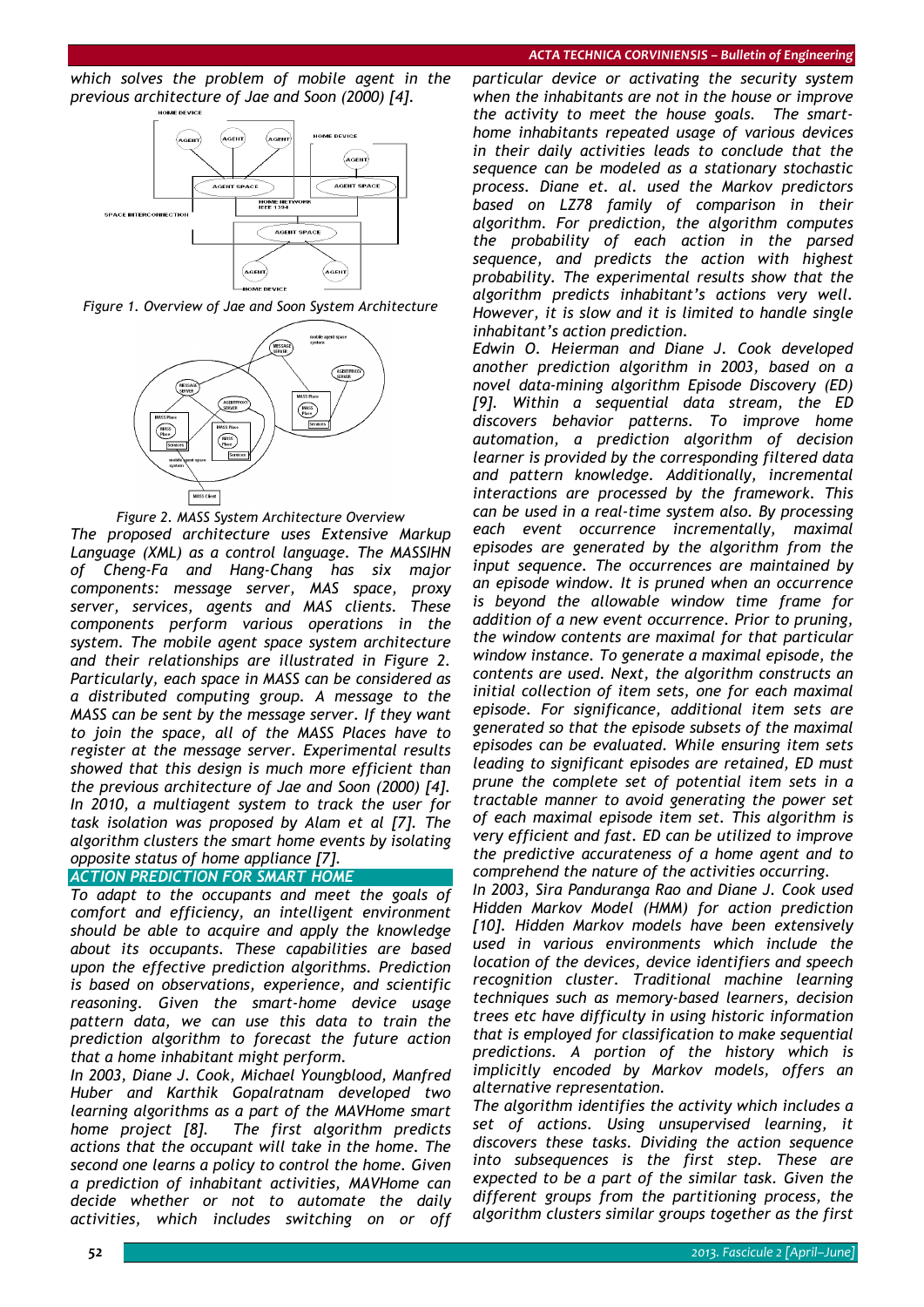which solves the problem of mobile agent in the previous architecture of Jae and Soon (2000) [4].

Figure 1. Overview of Jae and Soon System Architecture

Figure 2. MASS System Architecture Overview

The proposed architecture uses Extensive Markup Language (XML) as a control language. The MASSIHN of Cheng-Fa and Hang-Chang has six major components: message server, MAS space, proxy server, services, agents and MAS clients. These components perform various operations in the system. The mobile agent space system architecture and their relationships are illustrated in Figure 2. Particularly, each space in MASS can be considered as a distributed computing group. A message to the MASS can be sent by the message server. If they want to join the space, all of the MASS Places have to register at the message server. Experimental results showed that this design is much more efficient than the previous architecture of Jae and Soon (2000) [4].

In 2010, a multiagent system to track the user for task isolation was proposed by Alam et al [7]. The algorithm clusters the smart home events by isolating opposite status of home appliance [7].

## ACTION PREDICTION FOR SMART HOME

To adapt to the occupants and meet the goals of comfort and efficiency, an intelligent environment should be able to acquire and apply the knowledge about its occupants. These capabilities are based upon the effective prediction algorithms. Prediction is based on observations, experience, and scientific reasoning. Given the smart-home device usage pattern data, we can use this data to train the prediction algorithm to forecast the future action that a home inhabitant might perform.

In 2003, Diane J. Cook, Michael Youngblood, Manfred Huber and Karthik Gopalratnam developed two learning algorithms as a part of the MAVHome smart home project [8]. The first algorithm predicts actions that the occupant will take in the home. The second one learns a policy to control the home. Given a prediction of inhabitant activities, MAVHome can decide whether or not to automate the daily activities, which includes switching on or off particular device or activating the security system when the inhabitants are not in the house or improve the activity to meet the house goals. The smart-home inhabitants repeated usage of various devices in their daily activities leads to conclude that the sequence can be modeled as a stationary stochastic process. Diane et. al. used the Markov predictors based on LZ78 family of comparison in their algorithm. For prediction, the algorithm computes the probability of each action in the parsed sequence, and predicts the action with highest probability. The experimental results show that the algorithm predicts inhabitant's actions very well. However, it is slow and it is limited to handle single inhabitant's action prediction.

Edwin O. Heierman and Diane J. Cook developed another prediction algorithm in 2003, based on a novel data-mining algorithm Episode Discovery (ED) [9]. Within a sequential data stream, the ED discovers behavior patterns. To improve home automation, a prediction algorithm of decision learner is provided by the corresponding filtered data and pattern knowledge. Additionally, incremental interactions are processed by the framework. This can be used in a real-time system also. By processing each event occurrence incrementally, maximal episodes are generated by the algorithm from the input sequence. The occurrences are maintained by an episode window. It is pruned when an occurrence is beyond the allowable window time frame for addition of a new event occurrence. Prior to pruning, the window contents are maximal for that particular window instance. To generate a maximal episode, the contents are used. Next, the algorithm constructs an initial collection of item sets, one for each maximal episode. For significance, additional item sets are generated so that the episode subsets of the maximal episodes can be evaluated. While ensuring item sets leading to significant episodes are retained, ED must prune the complete set of potential item sets in a tractable manner to avoid generating the power set of each maximal episode item set. This algorithm is very efficient and fast. ED can be utilized to improve the predictive accurateness of a home agent and to comprehend the nature of the activities occurring.

In 2003, Sira Panduranga Rao and Diane J. Cook used Hidden Markov Model (HMM) for action prediction [10]. Hidden Markov models have been extensively used in various environments which include the location of the devices, device identifiers and speech recognition cluster. Traditional machine learning techniques such as memory-based learners, decision trees etc have difficulty in using historic information that is employed for classification to make sequential predictions. A portion of the history which is implicitly encoded by Markov models, offers an alternative representation.

The algorithm identifies the activity which includes a set of actions. Using unsupervised learning, it discovers these tasks. Dividing the action sequence into subsequences is the first step. These are expected to be a part of the similar task. Given the different groups from the partitioning process, the algorithm clusters similar groups together as the first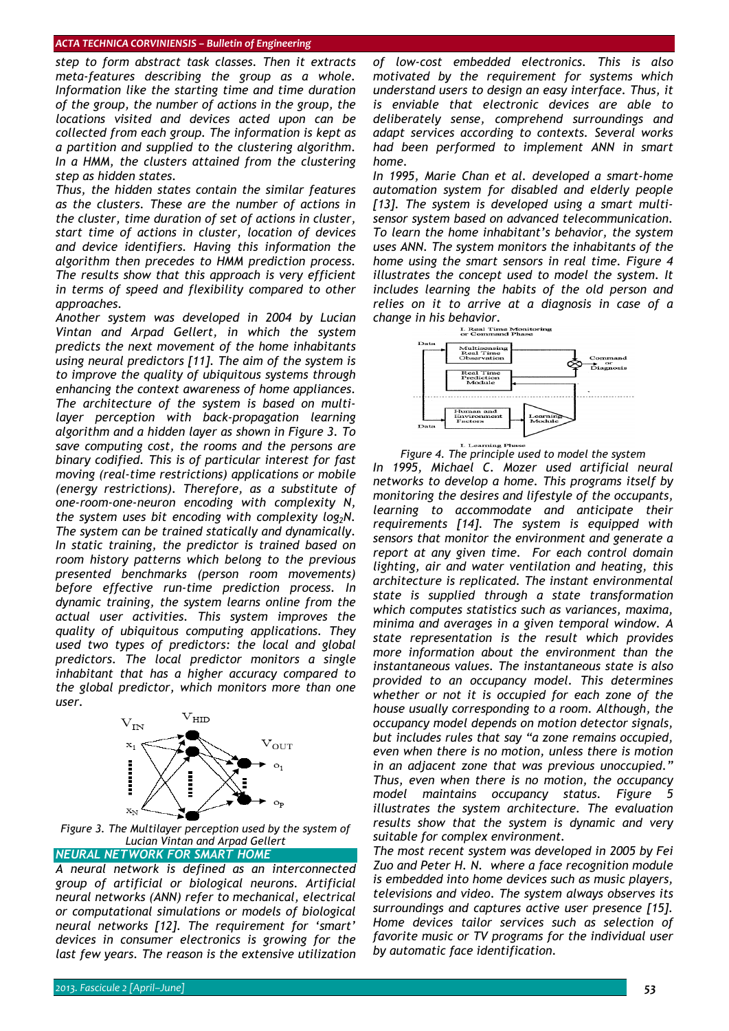*step to form abstract task classes. Then it extracts meta-features describing the group as a whole. Information like the starting time and time duration of the group, the number of actions in the group, the locations visited and devices acted upon can be collected from each group. The information is kept as a partition and supplied to the clustering algorithm. In a HMM, the clusters attained from the clustering step as hidden states.*

*Thus, the hidden states contain the similar features as the clusters. These are the number of actions in the cluster, time duration of set of actions in cluster, start time of actions in cluster, location of devices and device identifiers. Having this information the algorithm then precedes to HMM prediction process. The results show that this approach is very efficient in terms of speed and flexibility compared to other approaches.*

*Another system was developed in 2004 by Lucian Vintan and Arpad Gellert, in which the system predicts the next movement of the home inhabitants using neural predictors [11]. The aim of the system is to improve the quality of ubiquitous systems through enhancing the context awareness of home appliances. The architecture of the system is based on multi-layer perception with back-propagation learning algorithm and a hidden layer as shown in Figure 3. To save computing cost, the rooms and the persons are binary codified. This is of particular interest for fast moving (real-time restrictions) applications or mobile (energy restrictions). Therefore, as a substitute of one-room-one-neuron encoding with complexity N, the system uses bit encoding with complexity $log_2N$. The system can be trained statically and dynamically. In static training, the predictor is trained based on room history patterns which belong to the previous presented benchmarks (person room movements) before effective run-time prediction process. In dynamic training, the system learns online from the actual user activities. This system improves the quality of ubiquitous computing applications. They used two types of predictors: the local and global predictors. The local predictor monitors a single inhabitant that has a higher accuracy compared to the global predictor, which monitors more than one user.*

*Figure 3. The Multilayer perception used by the system of Lucian Vintan and Arpad Gellert*

## NEURAL NETWORK FOR SMART HOME

*A neural network is defined as an interconnected group of artificial or biological neurons. Artificial neural networks (ANN) refer to mechanical, electrical or computational simulations or models of biological neural networks [12]. The requirement for 'smart' devices in consumer electronics is growing for the last few years. The reason is the extensive utilization of low-cost embedded electronics. This is also motivated by the requirement for systems which understand users to design an easy interface. Thus, it is enviable that electronic devices are able to deliberately sense, comprehend surroundings and adapt services according to contexts. Several works had been performed to implement ANN in smart home.*

*In 1995, Marie Chan et al. developed a smart-home automation system for disabled and elderly people [13]. The system is developed using a smart multi-sensor system based on advanced telecommunication. To learn the home inhabitant's behavior, the system uses ANN. The system monitors the inhabitants of the home using the smart sensors in real time. Figure 4 illustrates the concept used to model the system. It includes learning the habits of the old person and relies on it to arrive at a diagnosis in case of a change in his behavior.*

*Figure 4. The principle used to model the system*

*In 1995, Michael C. Mozer used artificial neural networks to develop a home. This programs itself by monitoring the desires and lifestyle of the occupants, learning to accommodate and anticipate their requirements [14]. The system is equipped with sensors that monitor the environment and generate a report at any given time. For each control domain lighting, air and water ventilation and heating, this architecture is replicated. The instant environmental state is supplied through a state transformation which computes statistics such as variances, maxima, minima and averages in a given temporal window. A state representation is the result which provides more information about the environment than the instantaneous values. The instantaneous state is also provided to an occupancy model. This determines whether or not it is occupied for each zone of the house usually corresponding to a room. Although, the occupancy model depends on motion detector signals, but includes rules that say "a zone remains occupied, even when there is no motion, unless there is motion in an adjacent zone that was previous unoccupied." Thus, even when there is no motion, the occupancy model maintains occupancy status. Figure 5 illustrates the system architecture. The evaluation results show that the system is dynamic and very suitable for complex environment.*

*The most recent system was developed in 2005 by Fei Zuo and Peter H. N. where a face recognition module is embedded into home devices such as music players, televisions and video. The system always observes its surroundings and captures active user presence [15]. Home devices tailor services such as selection of favorite music or TV programs for the individual user by automatic face identification.*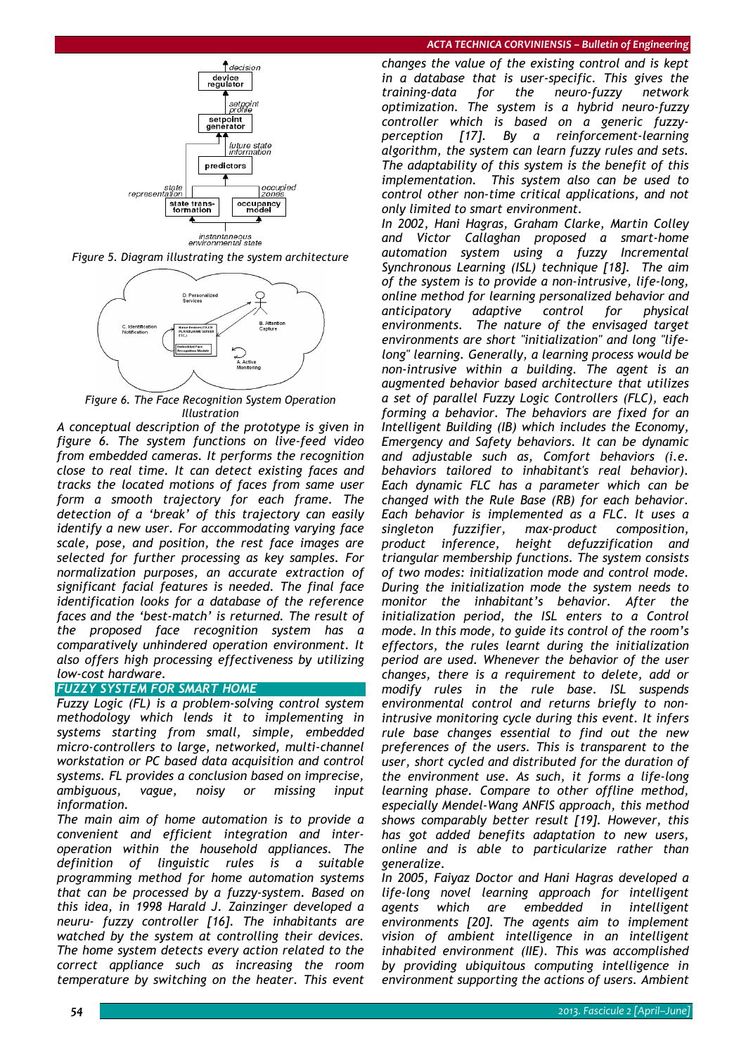Figure 5. Diagram illustrating the system architecture

Figure 6. The Face Recognition System Operation Illustration

*A conceptual description of the prototype is given in figure 6. The system functions on live-feed video from embedded cameras. It performs the recognition close to real time. It can detect existing faces and tracks the located motions of faces from same user form a smooth trajectory for each frame. The detection of a 'break' of this trajectory can easily identify a new user. For accommodating varying face scale, pose, and position, the rest face images are selected for further processing as key samples. For normalization purposes, an accurate extraction of significant facial features is needed. The final face identification looks for a database of the reference faces and the 'best-match' is returned. The result of the proposed face recognition system has a comparatively unhindered operation environment. It also offers high processing effectiveness by utilizing low-cost hardware.*

## FUZZY SYSTEM FOR SMART HOME

*Fuzzy Logic (FL) is a problem-solving control system methodology which lends it to implementing in systems starting from small, simple, embedded micro-controllers to large, networked, multi-channel workstation or PC based data acquisition and control systems. FL provides a conclusion based on imprecise, ambiguous, vague, noisy or missing input information.*

*The main aim of home automation is to provide a convenient and efficient integration and inter-operation within the household appliances. The definition of linguistic rules is a suitable programming method for home automation systems that can be processed by a fuzzy-system. Based on this idea, in 1998 Harald J. Zainzinger developed a neuru- fuzzy controller [16]. The inhabitants are watched by the system at controlling their devices. The home system detects every action related to the correct appliance such as increasing the room temperature by switching on the heater. This event changes the value of the existing control and is kept in a database that is user-specific. This gives the training-data for the neuro-fuzzy network optimization. The system is a hybrid neuro-fuzzy controller which is based on a generic fuzzy-perception [17]. By a reinforcement-learning algorithm, the system can learn fuzzy rules and sets. The adaptability of this system is the benefit of this implementation. This system also can be used to control other non-time critical applications, and not only limited to smart environment.*

*In 2002, Hani Hagras, Graham Clarke, Martin Colley and Victor Callaghan proposed a smart-home automation system using a fuzzy Incremental Synchronous Learning (ISL) technique [18]. The aim of the system is to provide a non-intrusive, life-long, online method for learning personalized behavior and anticipatory adaptive control for physical environments. The nature of the envisaged target environments are short "initialization" and long "life-long" learning. Generally, a learning process would be non-intrusive within a building. The agent is an augmented behavior based architecture that utilizes a set of parallel Fuzzy Logic Controllers (FLC), each forming a behavior. The behaviors are fixed for an Intelligent Building (IB) which includes the Economy, Emergency and Safety behaviors. It can be dynamic and adjustable such as, Comfort behaviors (i.e. behaviors tailored to inhabitant's real behavior). Each dynamic FLC has a parameter which can be changed with the Rule Base (RB) for each behavior. Each behavior is implemented as a FLC. It uses a singleton fuzzifier, max-product composition, product inference, height defuzzification and triangular membership functions. The system consists of two modes: initialization mode and control mode. During the initialization mode the system needs to monitor the inhabitant's behavior. After the initialization period, the ISL enters to a Control mode. In this mode, to guide its control of the room's effectors, the rules learnt during the initialization period are used. Whenever the behavior of the user changes, there is a requirement to delete, add or modify rules in the rule base. ISL suspends environmental control and returns briefly to non-intrusive monitoring cycle during this event. It infers rule base changes essential to find out the new preferences of the users. This is transparent to the user, short cycled and distributed for the duration of the environment use. As such, it forms a life-long learning phase. Compare to other offline method, especially Mendel-Wang ANFIS approach, this method shows comparably better result [19]. However, this has got added benefits adaptation to new users, online and is able to particularize rather than generalize.*

*In 2005, Faiyaz Doctor and Hani Hagras developed a life-long novel learning approach for intelligent agents which are embedded in intelligent environments [20]. The agents aim to implement vision of ambient intelligence in an intelligent inhabited environment (IIE). This was accomplished by providing ubiquitous computing intelligence in environment supporting the actions of users. Ambient*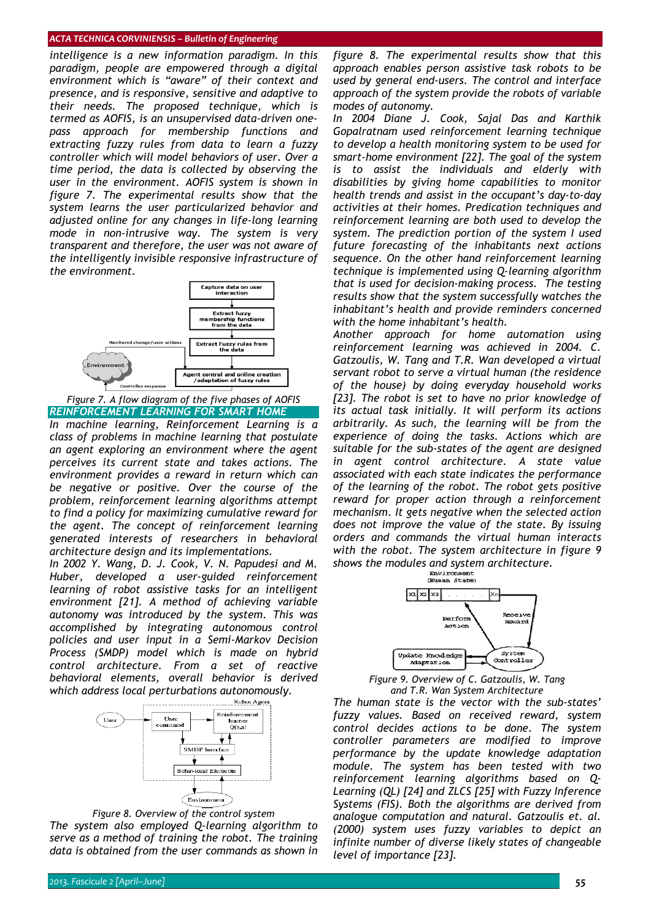*intelligence is a new information paradigm. In this paradigm, people are empowered through a digital environment which is "aware" of their context and presence, and is responsive, sensitive and adaptive to their needs. The proposed technique, which is termed as AOFIS, is an unsupervised data-driven one-pass approach for membership functions and extracting fuzzy rules from data to learn a fuzzy controller which will model behaviors of user. Over a time period, the data is collected by observing the user in the environment. AOFIS system is shown in figure 7. The experimental results show that the system learns the user particularized behavior and adjusted online for any changes in life-long learning mode in non-intrusive way. The system is very transparent and therefore, the user was not aware of the intelligently invisible responsive infrastructure of the environment.*

*Figure 7. A flow diagram of the five phases of AOFIS*

## REINFORCEMENT LEARNING FOR SMART HOME

*In machine learning, Reinforcement Learning is a class of problems in machine learning that postulate an agent exploring an environment where the agent perceives its current state and takes actions. The environment provides a reward in return which can be negative or positive. Over the course of the problem, reinforcement learning algorithms attempt to find a policy for maximizing cumulative reward for the agent. The concept of reinforcement learning generated interests of researchers in behavioral architecture design and its implementations.*

*In 2002 Y. Wang, D. J. Cook, V. N. Papudesi and M. Huber, developed a user-guided reinforcement learning of robot assistive tasks for an intelligent environment [21]. A method of achieving variable autonomy was introduced by the system. This was accomplished by integrating autonomous control policies and user input in a Semi-Markov Decision Process (SMDP) model which is made on hybrid control architecture. From a set of reactive behavioral elements, overall behavior is derived which address local perturbations autonomously.*

*Figure 8. Overview of the control system*

*The system also employed Q-learning algorithm to serve as a method of training the robot. The training data is obtained from the user commands as shown in figure 8. The experimental results show that this approach enables person assistive task robots to be used by general end-users. The control and interface approach of the system provide the robots of variable modes of autonomy.*

*In 2004 Diane J. Cook, Sajal Das and Karthik Gopalratnam used reinforcement learning technique to develop a health monitoring system to be used for smart-home environment [22]. The goal of the system is to assist the individuals and elderly with disabilities by giving home capabilities to monitor health trends and assist in the occupant's day-to-day activities at their homes. Predication techniques and reinforcement learning are both used to develop the system. The prediction portion of the system I used future forecasting of the inhabitants next actions sequence. On the other hand reinforcement learning technique is implemented using Q-learning algorithm that is used for decision-making process. The testing results show that the system successfully watches the inhabitant's health and provide reminders concerned with the home inhabitant's health.*

*Another approach for home automation using reinforcement learning was achieved in 2004. C. Gatzoulis, W. Tang and T.R. Wan developed a virtual servant robot to serve a virtual human (the residence of the house) by doing everyday household works [23]. The robot is set to have no prior knowledge of its actual task initially. It will perform its actions arbitrarily. As such, the learning will be from the experience of doing the tasks. Actions which are suitable for the sub-states of the agent are designed in agent control architecture. A state value associated with each state indicates the performance of the learning of the robot. The robot gets positive reward for proper action through a reinforcement mechanism. It gets negative when the selected action does not improve the value of the state. By issuing orders and commands the virtual human interacts with the robot. The system architecture in figure 9 shows the modules and system architecture.*

*Figure 9. Overview of C. Gatzoulis, W. Tang and T.R. Wan System Architecture*

*The human state is the vector with the sub-states' fuzzy values. Based on received reward, system control decides actions to be done. The system controller parameters are modified to improve performance by the update knowledge adaptation module. The system has been tested with two reinforcement learning algorithms based on Q-Learning (QL) [24] and ZLCS [25] with Fuzzy Inference Systems (FIS). Both the algorithms are derived from analogue computation and natural. Gatzoulis et. al. (2000) system uses fuzzy variables to depict an infinite number of diverse likely states of changeable level of importance [23].*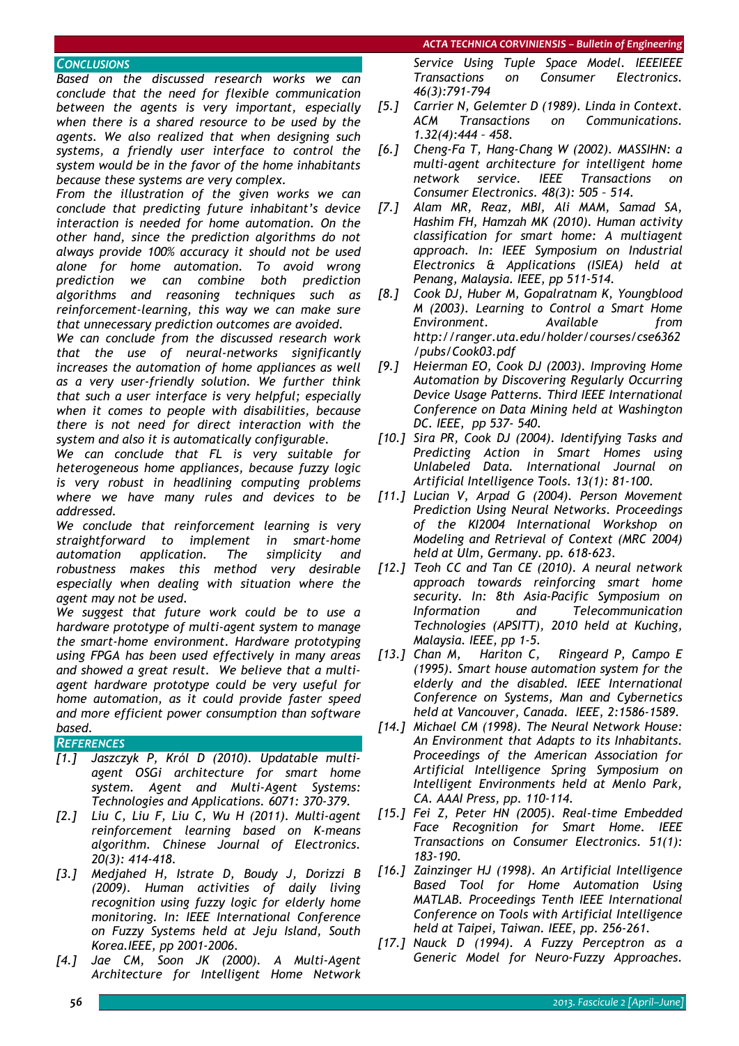## CONCLUSIONS

*Based on the discussed research works we can conclude that the need for flexible communication between the agents is very important, especially when there is a shared resource to be used by the agents. We also realized that when designing such systems, a friendly user interface to control the system would be in the favor of the home inhabitants because these systems are very complex.*

*From the illustration of the given works we can conclude that predicting future inhabitant's device interaction is needed for home automation. On the other hand, since the prediction algorithms do not always provide 100% accuracy it should not be used alone for home automation. To avoid wrong prediction we can combine both prediction algorithms and reasoning techniques such as reinforcement-learning, this way we can make sure that unnecessary prediction outcomes are avoided.*

*We can conclude from the discussed research work that the use of neural-networks significantly increases the automation of home appliances as well as a very user-friendly solution. We further think that such a user interface is very helpful; especially when it comes to people with disabilities, because there is not need for direct interaction with the system and also it is automatically configurable.*

*We can conclude that FL is very suitable for heterogeneous home appliances, because fuzzy logic is very robust in headlining computing problems where we have many rules and devices to be addressed.*

*We conclude that reinforcement learning is very straightforward to implement in smart-home automation application. The simplicity and robustness makes this method very desirable especially when dealing with situation where the agent may not be used.*

*We suggest that future work could be to use a hardware prototype of multi-agent system to manage the smart-home environment. Hardware prototyping using FPGA has been used effectively in many areas and showed a great result. We believe that a multi-agent hardware prototype could be very useful for home automation, as it could provide faster speed and more efficient power consumption than software based.*

## REFERENCES

- [1.] *Jaszczyk P, Król D (2010). Updatable multi-agent OSGi architecture for smart home system. Agent and Multi-Agent Systems: Technologies and Applications. 6071: 370-379.*
- [2.] *Liu C, Liu F, Liu C, Wu H (2011). Multi-agent reinforcement learning based on K-means algorithm. Chinese Journal of Electronics. 20(3): 414-418.*
- [3.] *Medjahed H, Istrate D, Boudy J, Dorizzi B (2009). Human activities of daily living recognition using fuzzy logic for elderly home monitoring. In: IEEE International Conference on Fuzzy Systems held at Jeju Island, South Korea.IEEE, pp 2001-2006.*
- [4.] *Jae CM, Soon JK (2000). A Multi-Agent Architecture for Intelligent Home Network Service Using Tuple Space Model. IEEEIEEE Transactions on Consumer Electronics. 46(3):791-794*
- [5.] *Carrier N, Gelemter D (1989). Linda in Context. ACM Transactions on Communications. 1.32(4):444 – 458.*
- [6.] *Cheng-Fa T, Hang-Chang W (2002). MASSIHN: a multi-agent architecture for intelligent home network service. IEEE Transactions on Consumer Electronics. 48(3): 505 – 514.*
- [7.] *Alam MR, Reaz, MBI, Ali MAM, Samad SA, Hashim FH, Hamzah MK (2010). Human activity classification for smart home: A multiagent approach. In: IEEE Symposium on Industrial Electronics & Applications (ISIEA) held at Penang, Malaysia. IEEE, pp 511-514.*
- [8.] *Cook DJ, Huber M, Gopalratnam K, Youngblood M (2003). Learning to Control a Smart Home Environment. Available from http://ranger.uta.edu/holder/courses/cse6362/pubs/Cook03.pdf*
- [9.] *Heierman EO, Cook DJ (2003). Improving Home Automation by Discovering Regularly Occurring Device Usage Patterns. Third IEEE International Conference on Data Mining held at Washington DC. IEEE, pp 537- 540.*
- [10.] *Sira PR, Cook DJ (2004). Identifying Tasks and Predicting Action in Smart Homes using Unlabeled Data. International Journal on Artificial Intelligence Tools. 13(1): 81-100.*
- [11.] *Lucian V, Arpad G (2004). Person Movement Prediction Using Neural Networks. Proceedings of the KI2004 International Workshop on Modeling and Retrieval of Context (MRC 2004) held at Ulm, Germany. pp. 618-623.*
- [12.] *Teoh CC and Tan CE (2010). A neural network approach towards reinforcing smart home security. In: 8th Asia-Pacific Symposium on Information and Telecommunication Technologies (APSITT), 2010 held at Kuching, Malaysia. IEEE, pp 1-5.*
- [13.] *Chan M, Hariton C, Ringeard P, Campo E (1995). Smart house automation system for the elderly and the disabled. IEEE International Conference on Systems, Man and Cybernetics held at Vancouver, Canada. IEEE, 2:1586-1589.*
- [14.] *Michael CM (1998). The Neural Network House: An Environment that Adapts to its Inhabitants. Proceedings of the American Association for Artificial Intelligence Spring Symposium on Intelligent Environments held at Menlo Park, CA. AAAI Press, pp. 110-114.*
- [15.] *Fei Z, Peter HN (2005). Real-time Embedded Face Recognition for Smart Home. IEEE Transactions on Consumer Electronics. 51(1): 183-190.*
- [16.] *Zainzinger HJ (1998). An Artificial Intelligence Based Tool for Home Automation Using MATLAB. Proceedings Tenth IEEE International Conference on Tools with Artificial Intelligence held at Taipei, Taiwan. IEEE, pp. 256-261.*
- [17.] *Nauck D (1994). A Fuzzy Perceptron as a Generic Model for Neuro-Fuzzy Approaches.*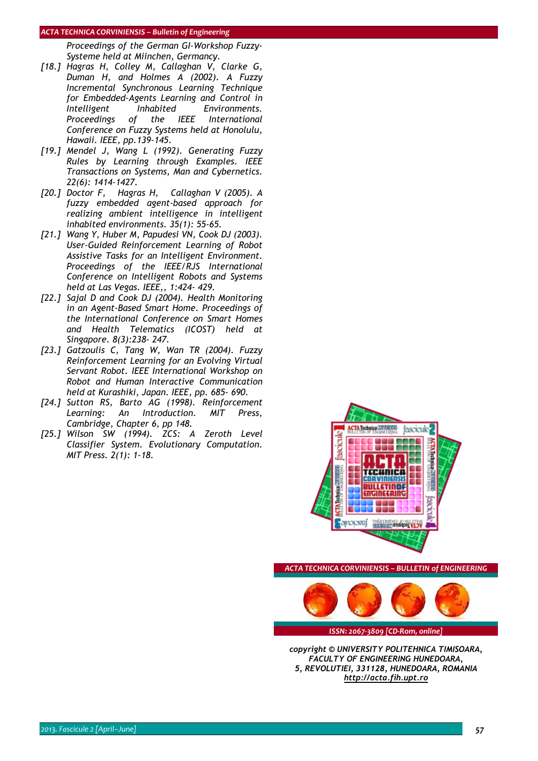*Proceedings of the German GI-Workshop Fuzzy-Systeme held at Miinchen, Germany.*

- *[18.] Hagras H, Colley M, Callaghan V, Clarke G, Duman H, and Holmes A (2002). A Fuzzy Incremental Synchronous Learning Technique for Embedded-Agents Learning and Control in Intelligent Inhabited Environments. Proceedings of the IEEE International Conference on Fuzzy Systems held at Honolulu, Hawaii. IEEE, pp.139-145.*
- *[19.] Mendel J, Wang L (1992). Generating Fuzzy Rules by Learning through Examples. IEEE Transactions on Systems, Man and Cybernetics. 22(6): 1414-1427.*
- *[20.] Doctor F, Hagras H, Callaghan V (2005). A fuzzy embedded agent-based approach for realizing ambient intelligence in intelligent inhabited environments. 35(1): 55-65.*
- *[21.] Wang Y, Huber M, Papudesi VN, Cook DJ (2003). User-Guided Reinforcement Learning of Robot Assistive Tasks for an Intelligent Environment. Proceedings of the IEEE/RJS International Conference on Intelligent Robots and Systems held at Las Vegas. IEEE,, 1:424- 429.*
- *[22.] Sajal D and Cook DJ (2004). Health Monitoring in an Agent-Based Smart Home. Proceedings of the International Conference on Smart Homes and Health Telematics (ICOST) held at Singapore. 8(3):238- 247.*
- *[23.] Gatzoulis C, Tang W, Wan TR (2004). Fuzzy Reinforcement Learning for an Evolving Virtual Servant Robot. IEEE International Workshop on Robot and Human Interactive Communication held at Kurashiki, Japan. IEEE, pp. 685- 690.*
- *[24.] Sutton RS, Barto AG (1998). Reinforcement Learning: An Introduction. MIT Press, Cambridge, Chapter 6, pp 148.*
- *[25.] Wilson SW (1994). ZCS: A Zeroth Level Classifier System. Evolutionary Computation. MIT Press. 2(1): 1-18.*

ACTA TECHNICA CORVINIENSIS – BULLETIN of ENGINEERING

ISSN: 2067-3809 [CD-Rom, online]

*copyright © UNIVERSITY POLITEHNICA TIMISOARA, FACULTY OF ENGINEERING HUNEDOARA, 5, REVOLUTIEI, 331128, HUNEDOARA, ROMANIA*
*http://acta.fih.upt.ro*